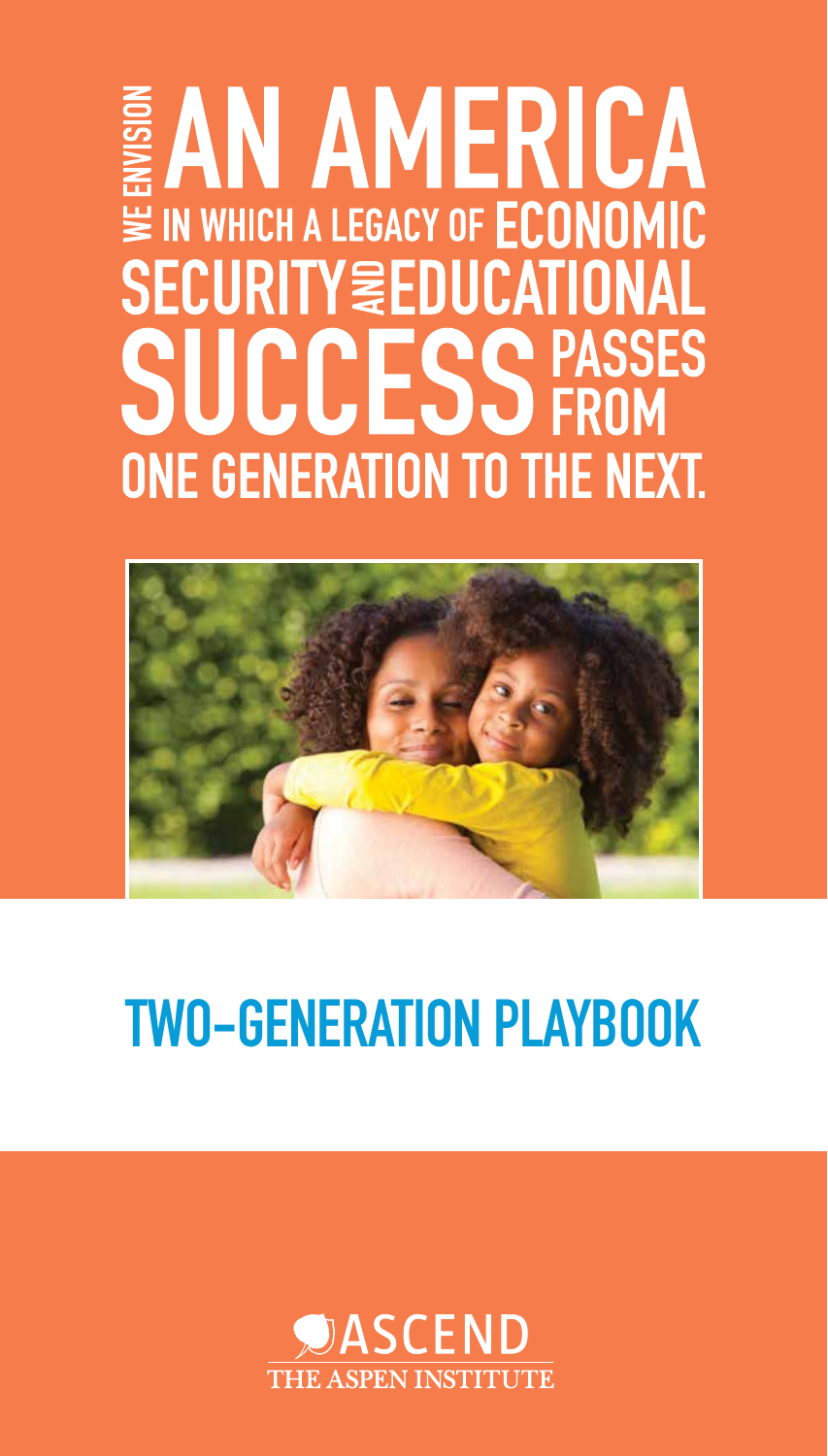# WE ENVISION AN AMERICA IN WHICH A LEGACY OF ECONOMIC SECURITY AND EDUCATIONAL SUCCESS PASSES FROM ONE GENERATION TO THE NEXT.

## TWO-GENERATION PLAYBOOK

ASCEND
THE ASPEN INSTITUTE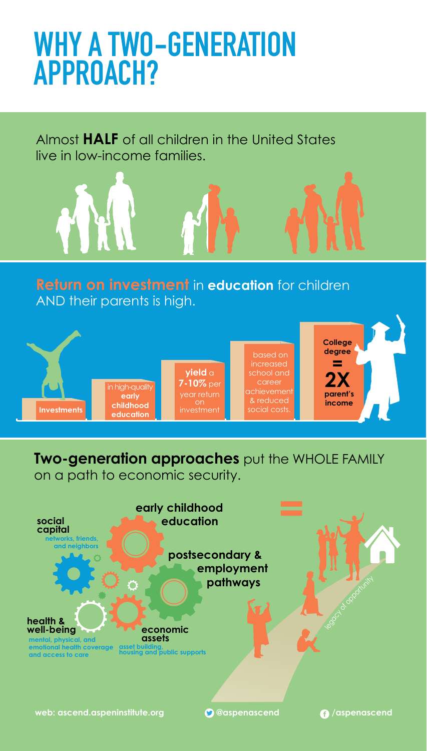# WHY A TWO-GENERATION APPROACH?

Almost **HALF** of all children in the United States live in low-income families.

**Return on investment** in **education** for children AND their parents is high.

**Investments** in high-quality **early childhood education** **yield** a **7-10%** per year return on investment based on increased school and career achievement & reduced social costs.

**College degree** = **2X parent's income**

**Two-generation approaches** put the WHOLE FAMILY on a path to economic security.

- **early childhood education**
- **postsecondary & employment pathways**
- **social capital** networks, friends, and neighbors
- **health & well-being** mental, physical, and emotional health coverage and access to care
- **economic assets** asset building, housing and public supports

=

legacy of opportunity

web: ascend.aspeninstitute.org | @aspenascend | /aspenascend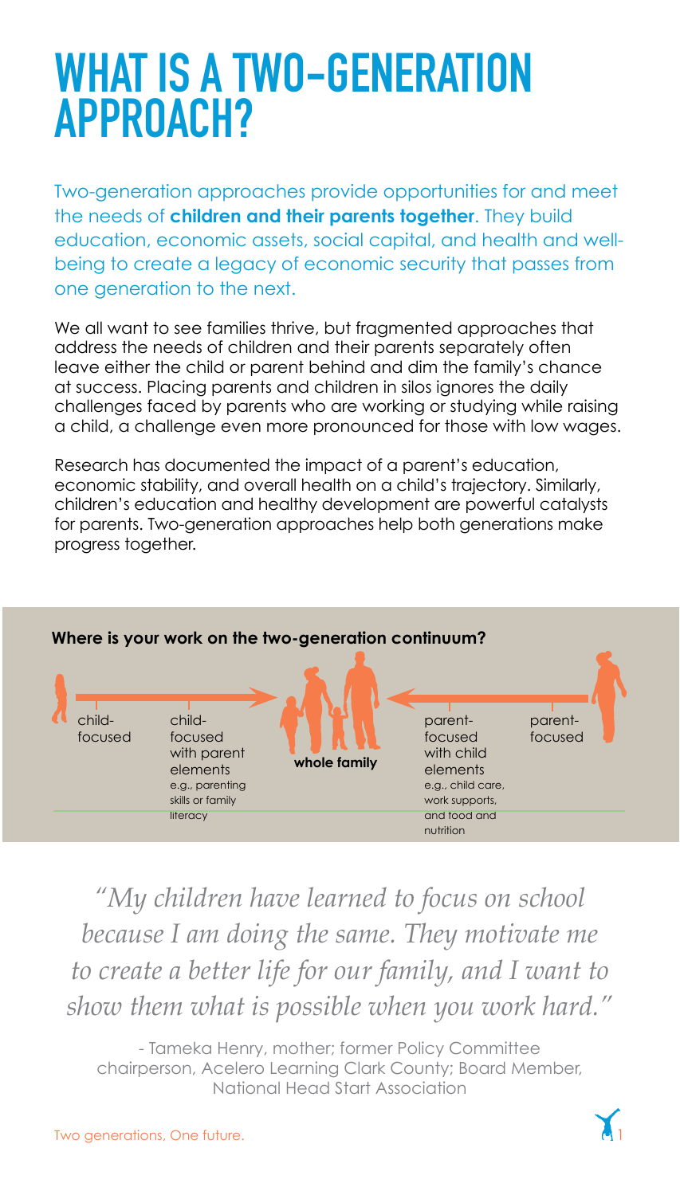# WHAT IS A TWO-GENERATION APPROACH?

Two-generation approaches provide opportunities for and meet the needs of **children and their parents together**. They build education, economic assets, social capital, and health and well-being to create a legacy of economic security that passes from one generation to the next.

We all want to see families thrive, but fragmented approaches that address the needs of children and their parents separately often leave either the child or parent behind and dim the family's chance at success. Placing parents and children in silos ignores the daily challenges faced by parents who are working or studying while raising a child, a challenge even more pronounced for those with low wages.

Research has documented the impact of a parent's education, economic stability, and overall health on a child's trajectory. Similarly, children's education and healthy development are powerful catalysts for parents. Two-generation approaches help both generations make progress together.

**Where is your work on the two-generation continuum?**

child-focused → child-focused with parent elements (e.g., parenting skills or family literacy) → **whole family** ← parent-focused with child elements (e.g., child care, work supports, and food and nutrition) ← parent-focused

*"My children have learned to focus on school because I am doing the same. They motivate me to create a better life for our family, and I want to show them what is possible when you work hard."*

- Tameka Henry, mother; former Policy Committee chairperson, Acelero Learning Clark County; Board Member, National Head Start Association

Two generations, One future.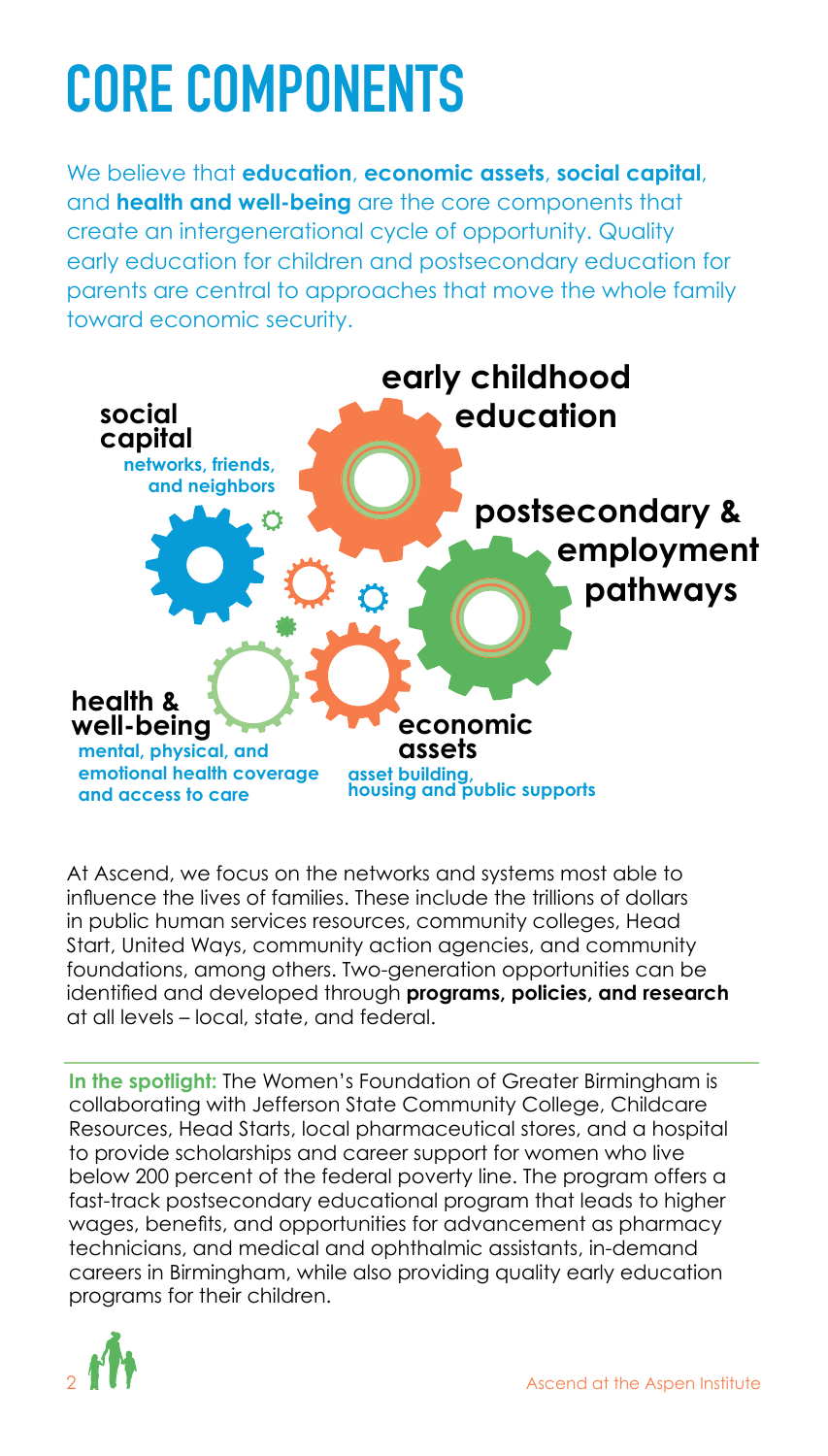# CORE COMPONENTS

We believe that **education**, **economic assets**, **social capital**, and **health and well-being** are the core components that create an intergenerational cycle of opportunity. Quality early education for children and postsecondary education for parents are central to approaches that move the whole family toward economic security.

**early childhood education**

**social capital**
networks, friends, and neighbors

**postsecondary & employment pathways**

**health & well-being**
mental, physical, and emotional health coverage and access to care

**economic assets**
asset building, housing and public supports

At Ascend, we focus on the networks and systems most able to influence the lives of families. These include the trillions of dollars in public human services resources, community colleges, Head Start, United Ways, community action agencies, and community foundations, among others. Two-generation opportunities can be identified and developed through **programs, policies, and research** at all levels – local, state, and federal.

**In the spotlight:** The Women's Foundation of Greater Birmingham is collaborating with Jefferson State Community College, Childcare Resources, Head Starts, local pharmaceutical stores, and a hospital to provide scholarships and career support for women who live below 200 percent of the federal poverty line. The program offers a fast-track postsecondary educational program that leads to higher wages, benefits, and opportunities for advancement as pharmacy technicians, and medical and ophthalmic assistants, in-demand careers in Birmingham, while also providing quality early education programs for their children.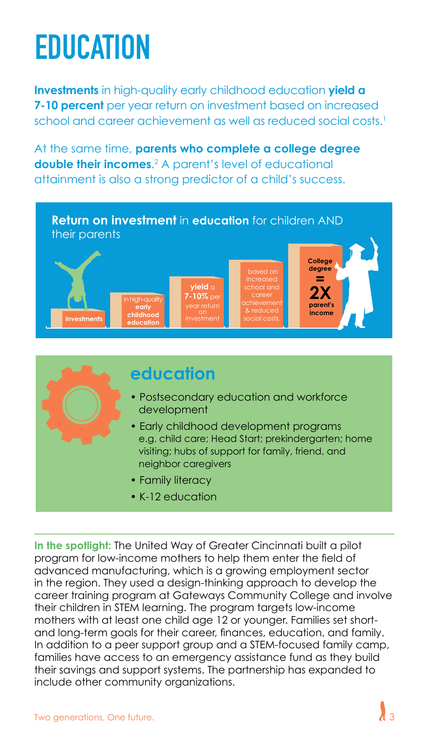# EDUCATION

**Investments** in high-quality early childhood education **yield a 7-10 percent** per year return on investment based on increased school and career achievement as well as reduced social costs.[1]

At the same time, **parents who complete a college degree double their incomes**.[2] A parent's level of educational attainment is also a strong predictor of a child's success.

**Return on investment** in **education** for children AND their parents

**Investments** in high-quality **early childhood education** **yield** a **7-10%** per year return on investment based on increased school and career achievement & reduced social costs.

**College degree = 2X parent's income**

## education

- Postsecondary education and workforce development
- Early childhood development programs e.g. child care; Head Start; prekindergarten; home visiting; hubs of support for family, friend, and neighbor caregivers
- Family literacy
- K-12 education

**In the spotlight:** The United Way of Greater Cincinnati built a pilot program for low-income mothers to help them enter the field of advanced manufacturing, which is a growing employment sector in the region. They used a design-thinking approach to develop the career training program at Gateways Community College and involve their children in STEM learning. The program targets low-income mothers with at least one child age 12 or younger. Families set short- and long-term goals for their career, finances, education, and family. In addition to a peer support group and a STEM-focused family camp, families have access to an emergency assistance fund as they build their savings and support systems. The partnership has expanded to include other community organizations.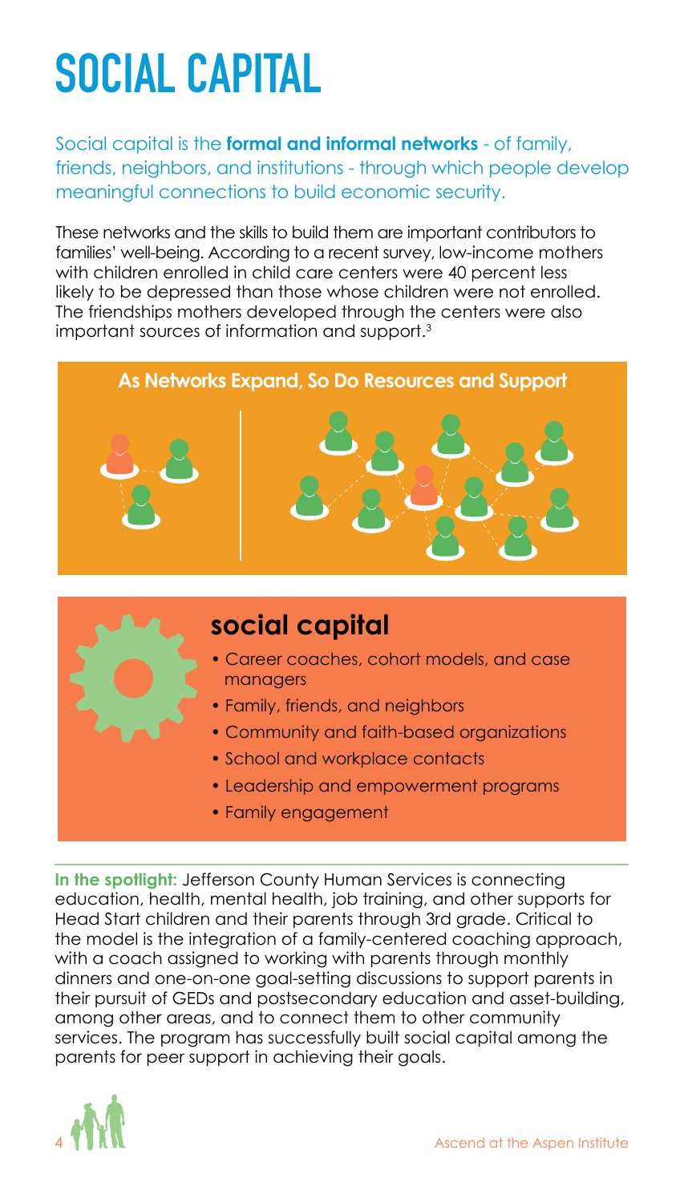# SOCIAL CAPITAL

Social capital is the **formal and informal networks** - of family, friends, neighbors, and institutions - through which people develop meaningful connections to build economic security.

These networks and the skills to build them are important contributors to families' well-being. According to a recent survey, low-income mothers with children enrolled in child care centers were 40 percent less likely to be depressed than those whose children were not enrolled. The friendships mothers developed through the centers were also important sources of information and support.[3]

**As Networks Expand, So Do Resources and Support**

## social capital

- Career coaches, cohort models, and case managers
- Family, friends, and neighbors
- Community and faith-based organizations
- School and workplace contacts
- Leadership and empowerment programs
- Family engagement

**In the spotlight:** Jefferson County Human Services is connecting education, health, mental health, job training, and other supports for Head Start children and their parents through 3rd grade. Critical to the model is the integration of a family-centered coaching approach, with a coach assigned to working with parents through monthly dinners and one-on-one goal-setting discussions to support parents in their pursuit of GEDs and postsecondary education and asset-building, among other areas, and to connect them to other community services. The program has successfully built social capital among the parents for peer support in achieving their goals.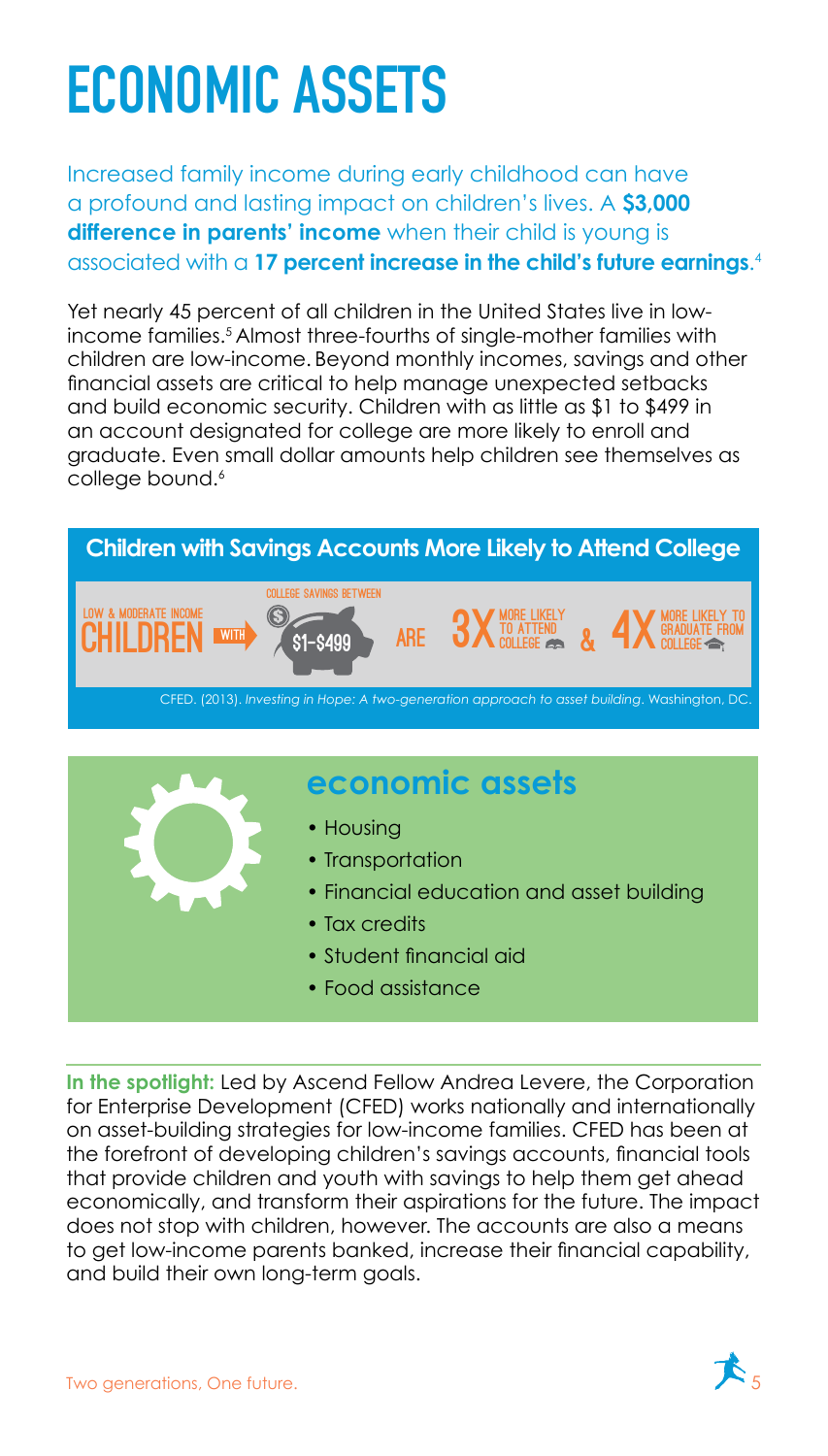# ECONOMIC ASSETS

Increased family income during early childhood can have a profound and lasting impact on children's lives. A **$3,000 difference in parents' income** when their child is young is associated with a **17 percent increase in the child's future earnings**.[4]

Yet nearly 45 percent of all children in the United States live in low-income families.[5] Almost three-fourths of single-mother families with children are low-income. Beyond monthly incomes, savings and other financial assets are critical to help manage unexpected setbacks and build economic security. Children with as little as $1 to $499 in an account designated for college are more likely to enroll and graduate. Even small dollar amounts help children see themselves as college bound.[6]

### Children with Savings Accounts More Likely to Attend College

LOW & MODERATE INCOME CHILDREN WITH COLLEGE SAVINGS BETWEEN $1–$499 ARE 3X MORE LIKELY TO ATTEND COLLEGE & 4X MORE LIKELY TO GRADUATE FROM COLLEGE

CFED. (2013). *Investing in Hope: A two-generation approach to asset building*. Washington, DC.

## economic assets

- Housing
- Transportation
- Financial education and asset building
- Tax credits
- Student financial aid
- Food assistance

**In the spotlight:** Led by Ascend Fellow Andrea Levere, the Corporation for Enterprise Development (CFED) works nationally and internationally on asset-building strategies for low-income families. CFED has been at the forefront of developing children's savings accounts, financial tools that provide children and youth with savings to help them get ahead economically, and transform their aspirations for the future. The impact does not stop with children, however. The accounts are also a means to get low-income parents banked, increase their financial capability, and build their own long-term goals.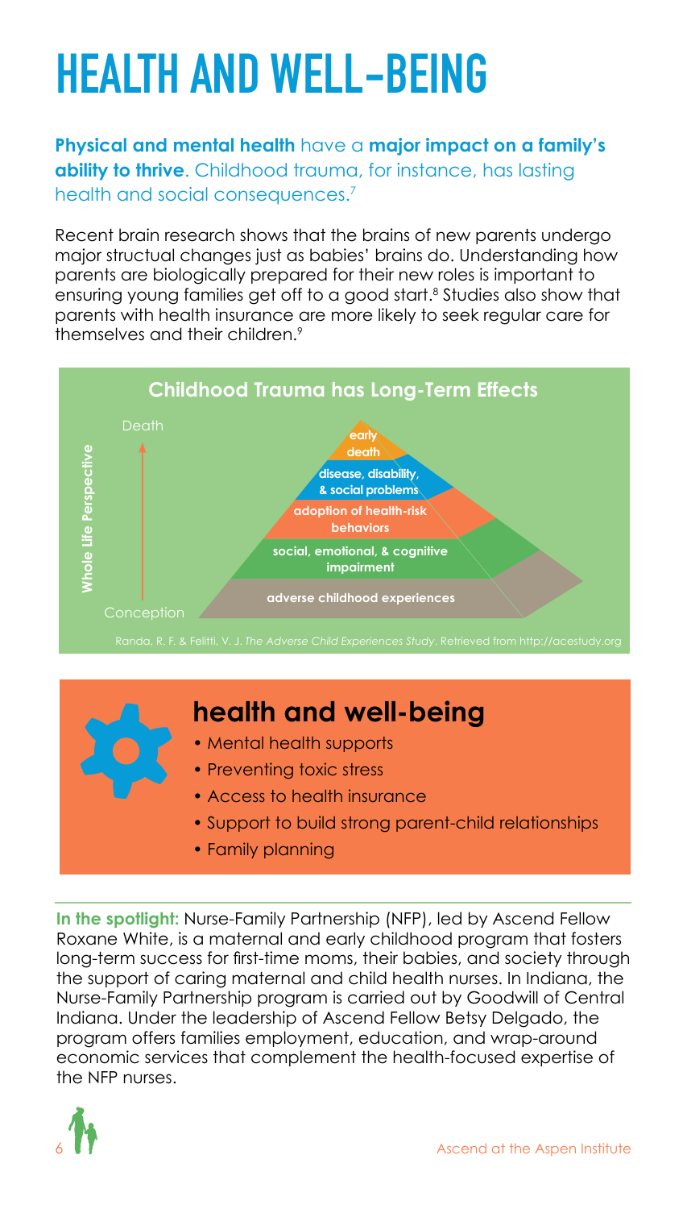# HEALTH AND WELL-BEING

**Physical and mental health** have a **major impact on a family's ability to thrive**. Childhood trauma, for instance, has lasting health and social consequences.[7]

Recent brain research shows that the brains of new parents undergo major structual changes just as babies' brains do. Understanding how parents are biologically prepared for their new roles is important to ensuring young families get off to a good start.[8] Studies also show that parents with health insurance are more likely to seek regular care for themselves and their children.[9]

**Childhood Trauma has Long-Term Effects**

Whole Life Perspective: Conception → Death

- early death
- disease, disability, & social problems
- adoption of health-risk behaviors
- social, emotional, & cognitive impairment
- adverse childhood experiences

Randa, R. F. & Felitti, V. J. *The Adverse Child Experiences Study*. Retrieved from http://acestudy.org

## health and well-being

- Mental health supports
- Preventing toxic stress
- Access to health insurance
- Support to build strong parent-child relationships
- Family planning

**In the spotlight:** Nurse-Family Partnership (NFP), led by Ascend Fellow Roxane White, is a maternal and early childhood program that fosters long-term success for first-time moms, their babies, and society through the support of caring maternal and child health nurses. In Indiana, the Nurse-Family Partnership program is carried out by Goodwill of Central Indiana. Under the leadership of Ascend Fellow Betsy Delgado, the program offers families employment, education, and wrap-around economic services that complement the health-focused expertise of the NFP nurses.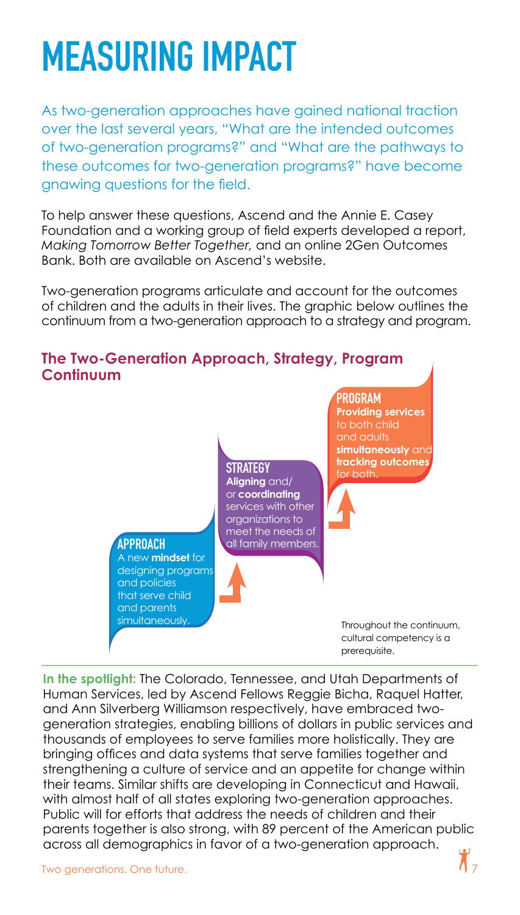# MEASURING IMPACT

As two-generation approaches have gained national traction over the last several years, "What are the intended outcomes of two-generation programs?" and "What are the pathways to these outcomes for two-generation programs?" have become gnawing questions for the field.

To help answer these questions, Ascend and the Annie E. Casey Foundation and a working group of field experts developed a report, *Making Tomorrow Better Together,* and an online 2Gen Outcomes Bank. Both are available on Ascend's website.

Two-generation programs articulate and account for the outcomes of children and the adults in their lives. The graphic below outlines the continuum from a two-generation approach to a strategy and program.

### The Two-Generation Approach, Strategy, Program Continuum

**APPROACH**
A new **mindset** for designing programs and policies that serve child and parents simultaneously.

**STRATEGY**
**Aligning** and/or **coordinating** services with other organizations to meet the needs of all family members.

**PROGRAM**
**Providing services** to both child and adults **simultaneously** and **tracking outcomes** for both.

Throughout the continuum, cultural competency is a prerequisite.

**In the spotlight:** The Colorado, Tennessee, and Utah Departments of Human Services, led by Ascend Fellows Reggie Bicha, Raquel Hatter, and Ann Silverberg Williamson respectively, have embraced two-generation strategies, enabling billions of dollars in public services and thousands of employees to serve families more holistically. They are bringing offices and data systems that serve families together and strengthening a culture of service and an appetite for change within their teams. Similar shifts are developing in Connecticut and Hawaii, with almost half of all states exploring two-generation approaches. Public will for efforts that address the needs of children and their parents together is also strong, with 89 percent of the American public across all demographics in favor of a two-generation approach.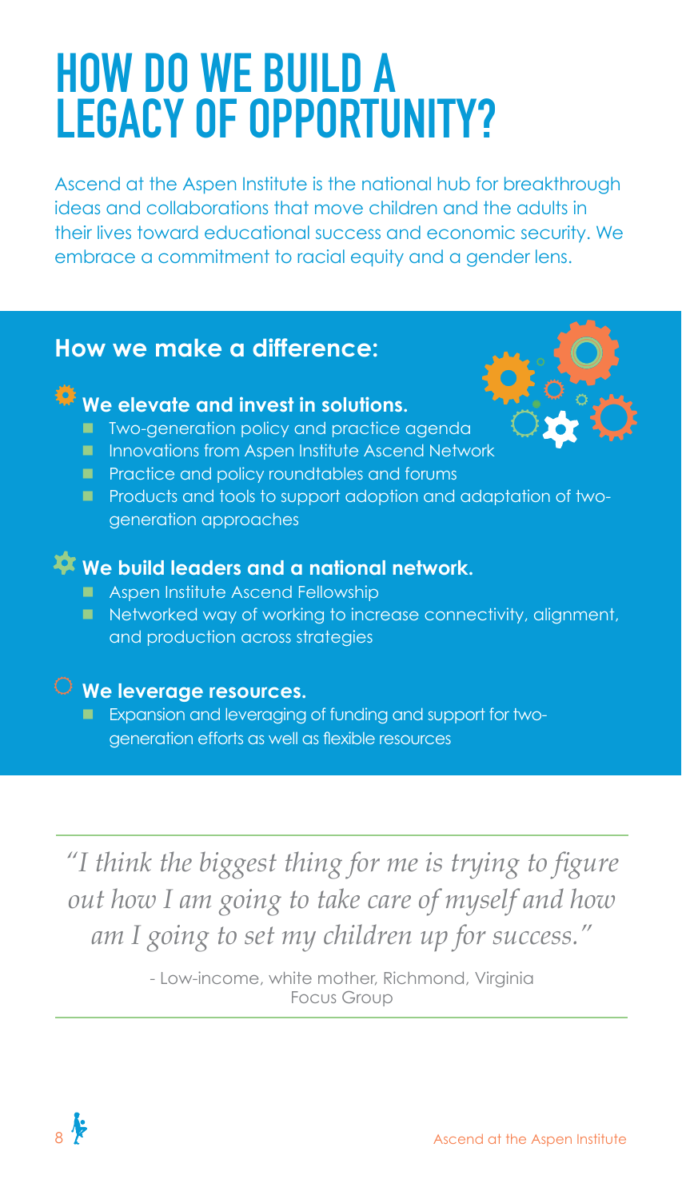# HOW DO WE BUILD A LEGACY OF OPPORTUNITY?

Ascend at the Aspen Institute is the national hub for breakthrough ideas and collaborations that move children and the adults in their lives toward educational success and economic security. We embrace a commitment to racial equity and a gender lens.

## How we make a difference:

### We elevate and invest in solutions.

- Two-generation policy and practice agenda
- Innovations from Aspen Institute Ascend Network
- Practice and policy roundtables and forums
- Products and tools to support adoption and adaptation of two-generation approaches

### We build leaders and a national network.

- Aspen Institute Ascend Fellowship
- Networked way of working to increase connectivity, alignment, and production across strategies

### We leverage resources.

- Expansion and leveraging of funding and support for two-generation efforts as well as flexible resources

> *"I think the biggest thing for me is trying to figure out how I am going to take care of myself and how am I going to set my children up for success."*
>
> - Low-income, white mother, Richmond, Virginia Focus Group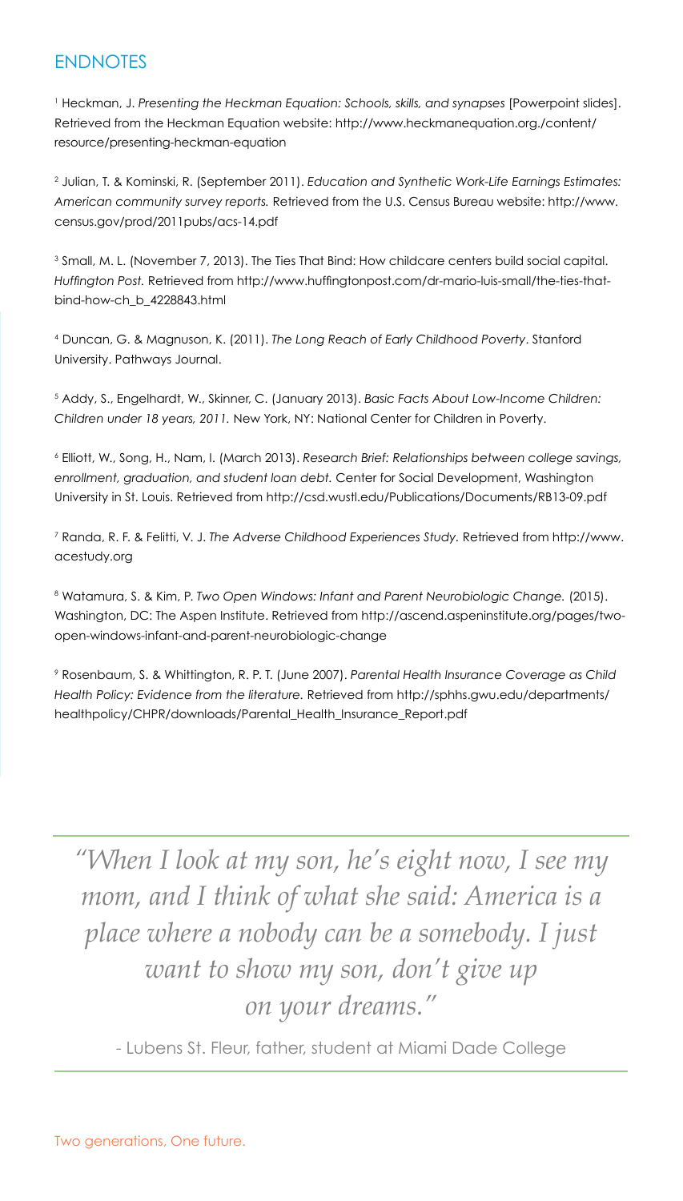## ENDNOTES

[1] Heckman, J. *Presenting the Heckman Equation: Schools, skills, and synapses* [Powerpoint slides]. Retrieved from the Heckman Equation website: http://www.heckmanequation.org./content/resource/presenting-heckman-equation

[2] Julian, T. & Kominski, R. (September 2011). *Education and Synthetic Work-Life Earnings Estimates: American community survey reports.* Retrieved from the U.S. Census Bureau website: http://www.census.gov/prod/2011pubs/acs-14.pdf

[3] Small, M. L. (November 7, 2013). The Ties That Bind: How childcare centers build social capital. *Huffington Post.* Retrieved from http://www.huffingtonpost.com/dr-mario-luis-small/the-ties-that-bind-how-ch_b_4228843.html

[4] Duncan, G. & Magnuson, K. (2011). *The Long Reach of Early Childhood Poverty*. Stanford University. Pathways Journal.

[5] Addy, S., Engelhardt, W., Skinner, C. (January 2013). *Basic Facts About Low-Income Children: Children under 18 years, 2011.* New York, NY: National Center for Children in Poverty.

[6] Elliott, W., Song, H., Nam, I. (March 2013). *Research Brief: Relationships between college savings, enrollment, graduation, and student loan debt.* Center for Social Development, Washington University in St. Louis. Retrieved from http://csd.wustl.edu/Publications/Documents/RB13-09.pdf

[7] Randa, R. F. & Felitti, V. J. *The Adverse Childhood Experiences Study.* Retrieved from http://www.acestudy.org

[8] Watamura, S. & Kim, P. *Two Open Windows: Infant and Parent Neurobiologic Change.* (2015). Washington, DC: The Aspen Institute. Retrieved from http://ascend.aspeninstitute.org/pages/two-open-windows-infant-and-parent-neurobiologic-change

[9] Rosenbaum, S. & Whittington, R. P. T. (June 2007). *Parental Health Insurance Coverage as Child Health Policy: Evidence from the literature.* Retrieved from http://sphhs.gwu.edu/departments/healthpolicy/CHPR/downloads/Parental_Health_Insurance_Report.pdf

---

*"When I look at my son, he's eight now, I see my mom, and I think of what she said: America is a place where a nobody can be a somebody. I just want to show my son, don't give up on your dreams."*

- Lubens St. Fleur, father, student at Miami Dade College

---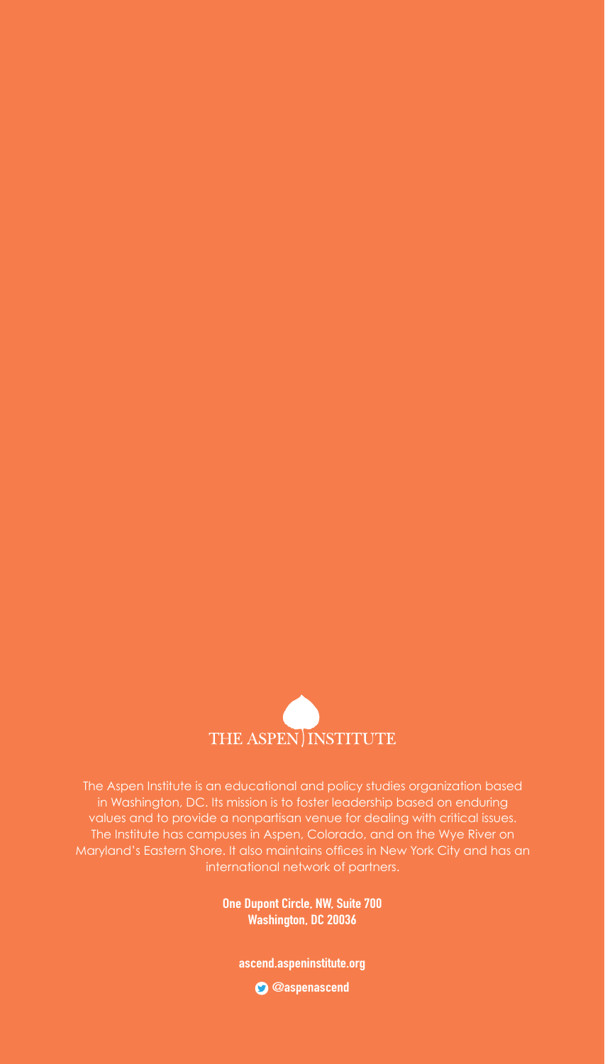THE ASPEN INSTITUTE

The Aspen Institute is an educational and policy studies organization based in Washington, DC. Its mission is to foster leadership based on enduring values and to provide a nonpartisan venue for dealing with critical issues. The Institute has campuses in Aspen, Colorado, and on the Wye River on Maryland's Eastern Shore. It also maintains offices in New York City and has an international network of partners.

**One Dupont Circle, NW, Suite 700**
**Washington, DC 20036**

**ascend.aspeninstitute.org**

**@aspenascend**